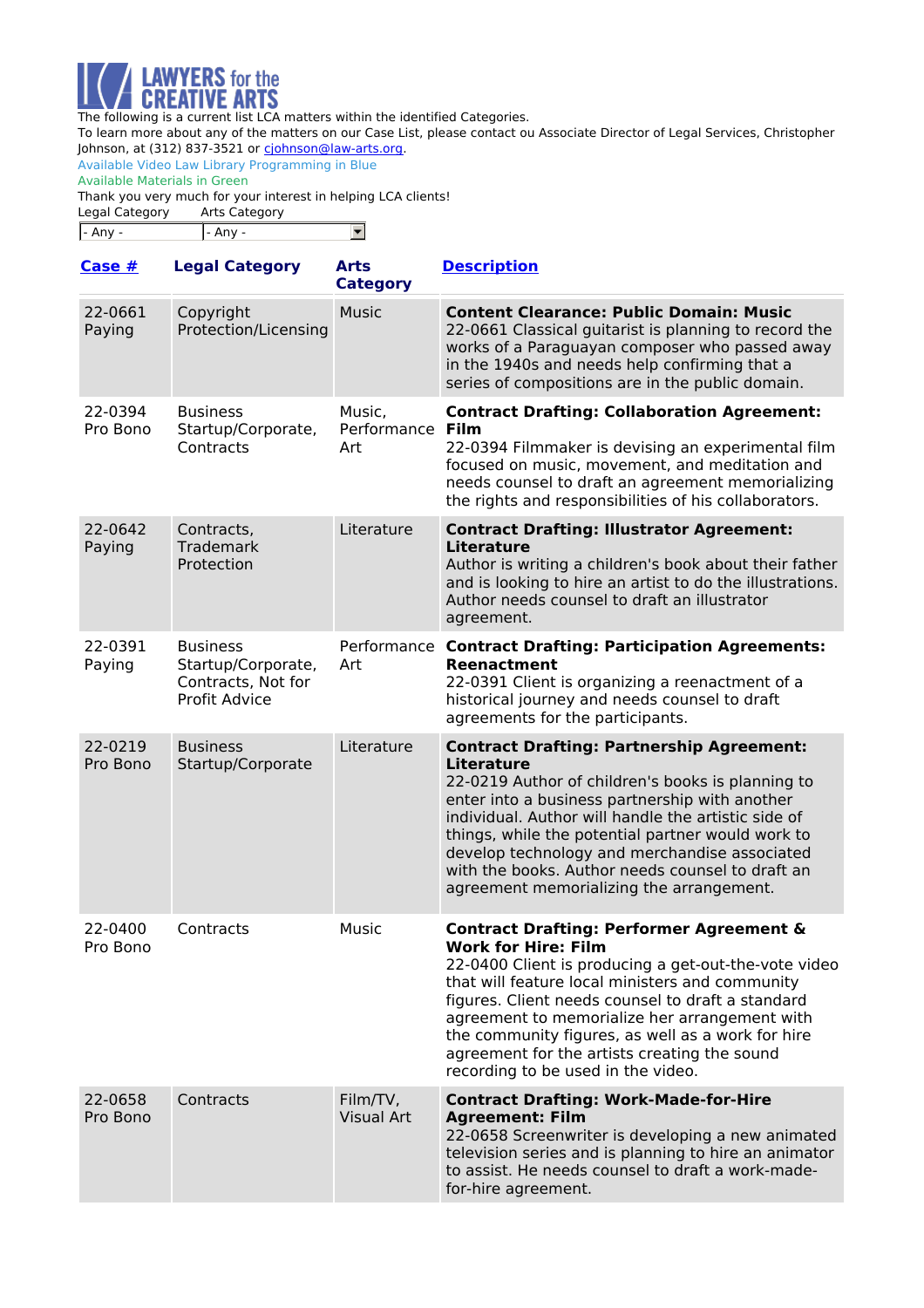# LAWYERS for the CREATIVE ARTS

The following is a current list LCA matters within the identified Categories.

To learn more about any of the matters on our Case List, please contact ou Associate Director of Legal Services, Christopher Johnson, at (312) 837-3521 or [cjohnson@law-arts.org](mailto:cjohnson@law-arts.org).

Available Video Law Library Programming in Blue

Available Materials in Green

Thank you very much for your interest in helping LCA clients!

Legal Category: - Any -    Arts Category: - Any -

| Case # | Legal Category | Arts Category | Description |
|---|---|---|---|
| 22-0661 Paying | Copyright Protection/Licensing | Music | **Content Clearance: Public Domain: Music** 22-0661 Classical guitarist is planning to record the works of a Paraguayan composer who passed away in the 1940s and needs help confirming that a series of compositions are in the public domain. |
| 22-0394 Pro Bono | Business Startup/Corporate, Contracts | Music, Performance Art | **Contract Drafting: Collaboration Agreement: Film** 22-0394 Filmmaker is devising an experimental film focused on music, movement, and meditation and needs counsel to draft an agreement memorializing the rights and responsibilities of his collaborators. |
| 22-0642 Paying | Contracts, Trademark Protection | Literature | **Contract Drafting: Illustrator Agreement: Literature** Author is writing a children's book about their father and is looking to hire an artist to do the illustrations. Author needs counsel to draft an illustrator agreement. |
| 22-0391 Paying | Business Startup/Corporate, Contracts, Not for Profit Advice | Performance Art | **Contract Drafting: Participation Agreements: Reenactment** 22-0391 Client is organizing a reenactment of a historical journey and needs counsel to draft agreements for the participants. |
| 22-0219 Pro Bono | Business Startup/Corporate | Literature | **Contract Drafting: Partnership Agreement: Literature** 22-0219 Author of children's books is planning to enter into a business partnership with another individual. Author will handle the artistic side of things, while the potential partner would work to develop technology and merchandise associated with the books. Author needs counsel to draft an agreement memorializing the arrangement. |
| 22-0400 Pro Bono | Contracts | Music | **Contract Drafting: Performer Agreement & Work for Hire: Film** 22-0400 Client is producing a get-out-the-vote video that will feature local ministers and community figures. Client needs counsel to draft a standard agreement to memorialize her arrangement with the community figures, as well as a work for hire agreement for the artists creating the sound recording to be used in the video. |
| 22-0658 Pro Bono | Contracts | Film/TV, Visual Art | **Contract Drafting: Work-Made-for-Hire Agreement: Film** 22-0658 Screenwriter is developing a new animated television series and is planning to hire an animator to assist. He needs counsel to draft a work-made-for-hire agreement. |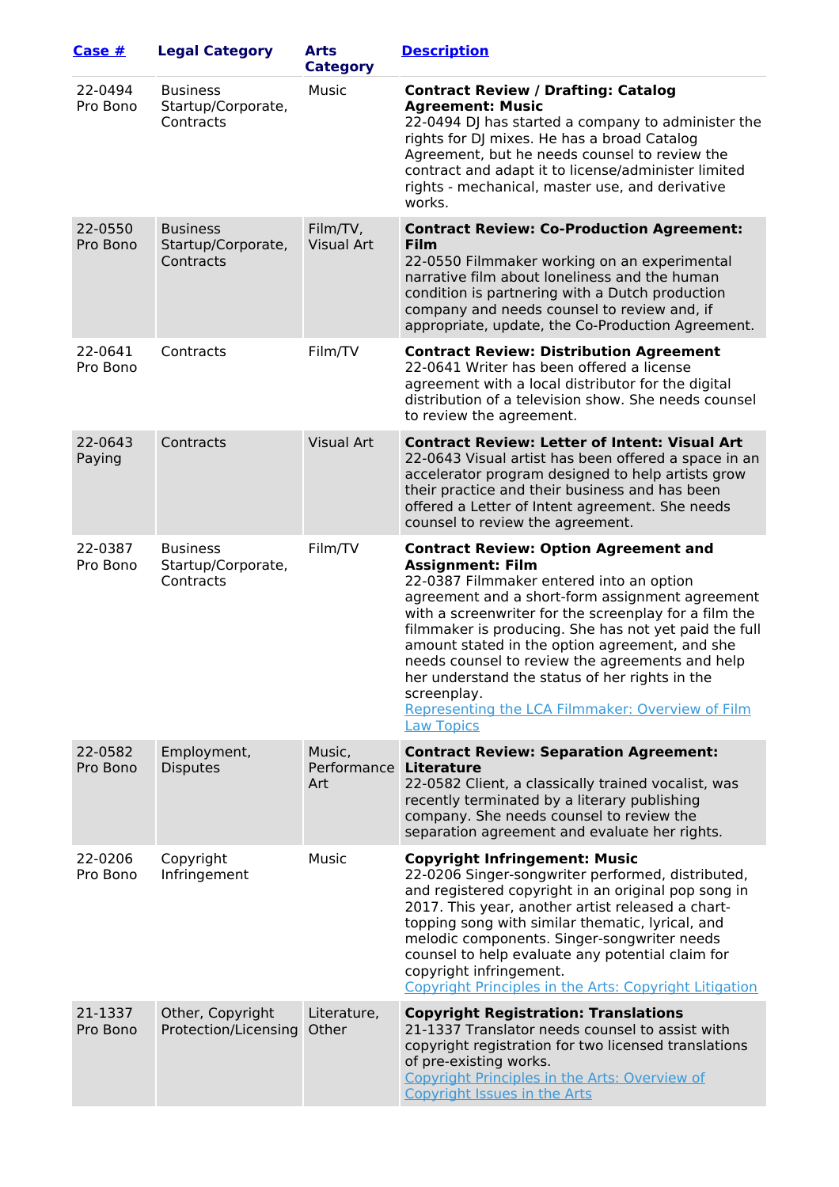| [Case #](#) | Legal Category | Arts Category | [Description](#) |
|---|---|---|---|
| 22-0494 Pro Bono | Business Startup/Corporate, Contracts | Music | **Contract Review / Drafting: Catalog Agreement: Music** 22-0494 DJ has started a company to administer the rights for DJ mixes. He has a broad Catalog Agreement, but he needs counsel to review the contract and adapt it to license/administer limited rights - mechanical, master use, and derivative works. |
| 22-0550 Pro Bono | Business Startup/Corporate, Contracts | Film/TV, Visual Art | **Contract Review: Co-Production Agreement: Film** 22-0550 Filmmaker working on an experimental narrative film about loneliness and the human condition is partnering with a Dutch production company and needs counsel to review and, if appropriate, update, the Co-Production Agreement. |
| 22-0641 Pro Bono | Contracts | Film/TV | **Contract Review: Distribution Agreement** 22-0641 Writer has been offered a license agreement with a local distributor for the digital distribution of a television show. She needs counsel to review the agreement. |
| 22-0643 Paying | Contracts | Visual Art | **Contract Review: Letter of Intent: Visual Art** 22-0643 Visual artist has been offered a space in an accelerator program designed to help artists grow their practice and their business and has been offered a Letter of Intent agreement. She needs counsel to review the agreement. |
| 22-0387 Pro Bono | Business Startup/Corporate, Contracts | Film/TV | **Contract Review: Option Agreement and Assignment: Film** 22-0387 Filmmaker entered into an option agreement and a short-form assignment agreement with a screenwriter for the screenplay for a film the filmmaker is producing. She has not yet paid the full amount stated in the option agreement, and she needs counsel to review the agreements and help her understand the status of her rights in the screenplay. [Representing the LCA Filmmaker: Overview of Film Law Topics](#) |
| 22-0582 Pro Bono | Employment, Disputes | Music, Performance Art | **Contract Review: Separation Agreement: Literature** 22-0582 Client, a classically trained vocalist, was recently terminated by a literary publishing company. She needs counsel to review the separation agreement and evaluate her rights. |
| 22-0206 Pro Bono | Copyright Infringement | Music | **Copyright Infringement: Music** 22-0206 Singer-songwriter performed, distributed, and registered copyright in an original pop song in 2017. This year, another artist released a chart-topping song with similar thematic, lyrical, and melodic components. Singer-songwriter needs counsel to help evaluate any potential claim for copyright infringement. [Copyright Principles in the Arts: Copyright Litigation](#) |
| 21-1337 Pro Bono | Other, Copyright Protection/Licensing | Literature, Other | **Copyright Registration: Translations** 21-1337 Translator needs counsel to assist with copyright registration for two licensed translations of pre-existing works. [Copyright Principles in the Arts: Overview of Copyright Issues in the Arts](#) |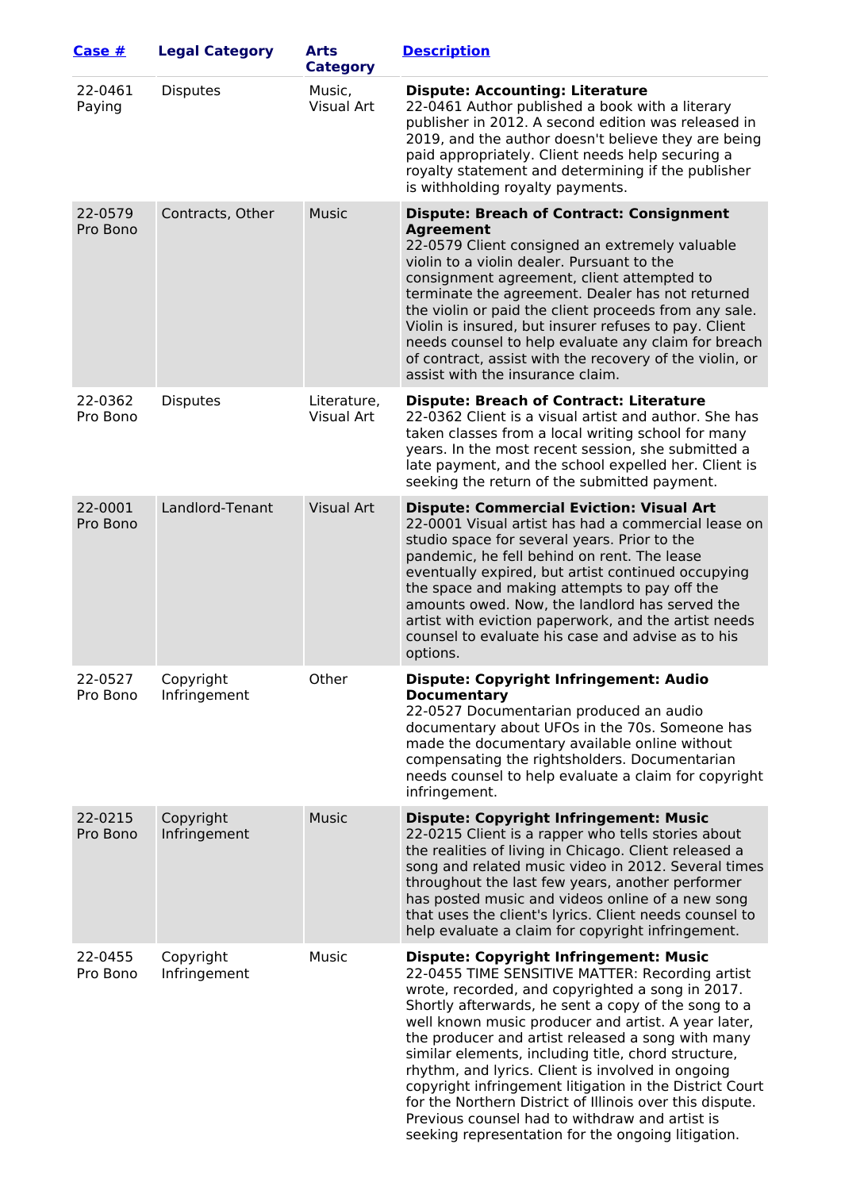| Case # | Legal Category | Arts Category | Description |
|---|---|---|---|
| 22-0461 Paying | Disputes | Music, Visual Art | **Dispute: Accounting: Literature** 22-0461 Author published a book with a literary publisher in 2012. A second edition was released in 2019, and the author doesn't believe they are being paid appropriately. Client needs help securing a royalty statement and determining if the publisher is withholding royalty payments. |
| 22-0579 Pro Bono | Contracts, Other | Music | **Dispute: Breach of Contract: Consignment Agreement** 22-0579 Client consigned an extremely valuable violin to a violin dealer. Pursuant to the consignment agreement, client attempted to terminate the agreement. Dealer has not returned the violin or paid the client proceeds from any sale. Violin is insured, but insurer refuses to pay. Client needs counsel to help evaluate any claim for breach of contract, assist with the recovery of the violin, or assist with the insurance claim. |
| 22-0362 Pro Bono | Disputes | Literature, Visual Art | **Dispute: Breach of Contract: Literature** 22-0362 Client is a visual artist and author. She has taken classes from a local writing school for many years. In the most recent session, she submitted a late payment, and the school expelled her. Client is seeking the return of the submitted payment. |
| 22-0001 Pro Bono | Landlord-Tenant | Visual Art | **Dispute: Commercial Eviction: Visual Art** 22-0001 Visual artist has had a commercial lease on studio space for several years. Prior to the pandemic, he fell behind on rent. The lease eventually expired, but artist continued occupying the space and making attempts to pay off the amounts owed. Now, the landlord has served the artist with eviction paperwork, and the artist needs counsel to evaluate his case and advise as to his options. |
| 22-0527 Pro Bono | Copyright Infringement | Other | **Dispute: Copyright Infringement: Audio Documentary** 22-0527 Documentarian produced an audio documentary about UFOs in the 70s. Someone has made the documentary available online without compensating the rightsholders. Documentarian needs counsel to help evaluate a claim for copyright infringement. |
| 22-0215 Pro Bono | Copyright Infringement | Music | **Dispute: Copyright Infringement: Music** 22-0215 Client is a rapper who tells stories about the realities of living in Chicago. Client released a song and related music video in 2012. Several times throughout the last few years, another performer has posted music and videos online of a new song that uses the client's lyrics. Client needs counsel to help evaluate a claim for copyright infringement. |
| 22-0455 Pro Bono | Copyright Infringement | Music | **Dispute: Copyright Infringement: Music** 22-0455 TIME SENSITIVE MATTER: Recording artist wrote, recorded, and copyrighted a song in 2017. Shortly afterwards, he sent a copy of the song to a well known music producer and artist. A year later, the producer and artist released a song with many similar elements, including title, chord structure, rhythm, and lyrics. Client is involved in ongoing copyright infringement litigation in the District Court for the Northern District of Illinois over this dispute. Previous counsel had to withdraw and artist is seeking representation for the ongoing litigation. |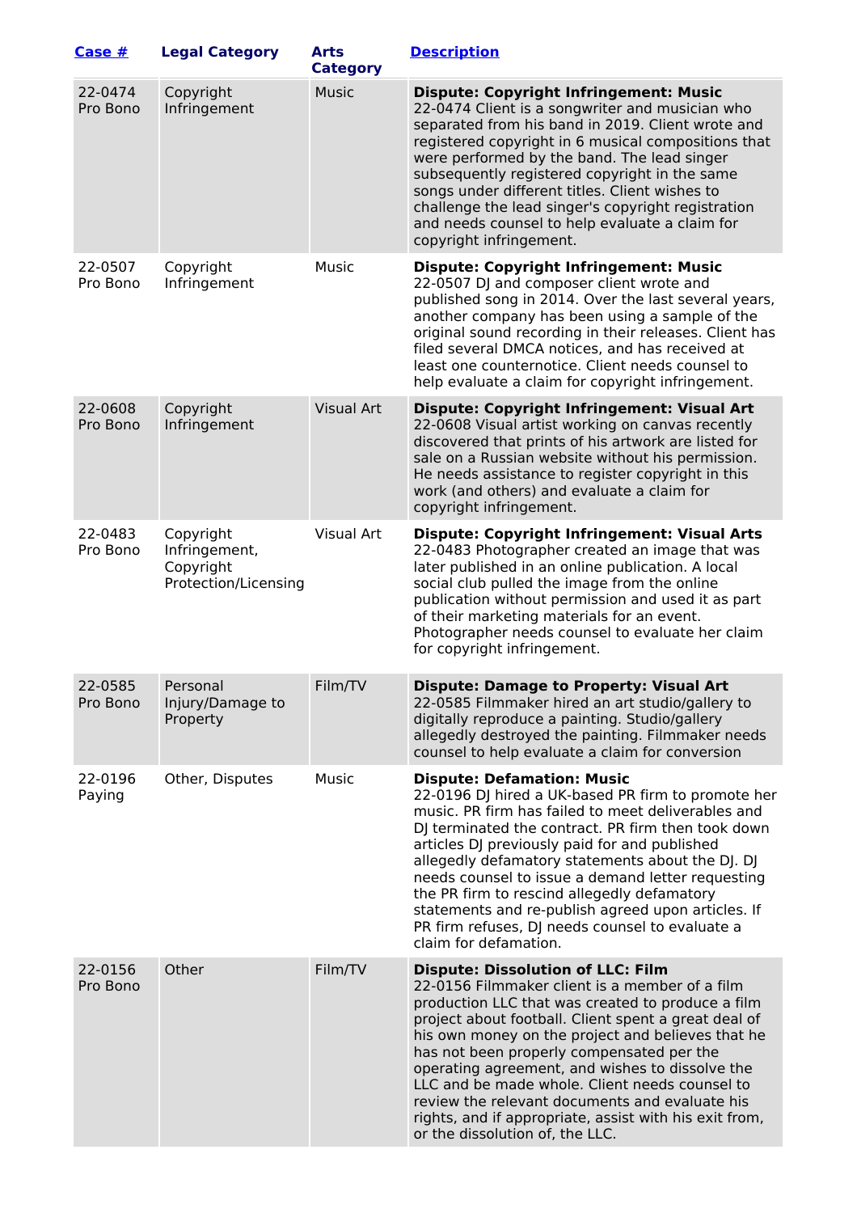| [Case #]() | Legal Category | Arts Category | [Description]() |
|---|---|---|---|
| 22-0474 Pro Bono | Copyright Infringement | Music | **Dispute: Copyright Infringement: Music** 22-0474 Client is a songwriter and musician who separated from his band in 2019. Client wrote and registered copyright in 6 musical compositions that were performed by the band. The lead singer subsequently registered copyright in the same songs under different titles. Client wishes to challenge the lead singer's copyright registration and needs counsel to help evaluate a claim for copyright infringement. |
| 22-0507 Pro Bono | Copyright Infringement | Music | **Dispute: Copyright Infringement: Music** 22-0507 DJ and composer client wrote and published song in 2014. Over the last several years, another company has been using a sample of the original sound recording in their releases. Client has filed several DMCA notices, and has received at least one counternotice. Client needs counsel to help evaluate a claim for copyright infringement. |
| 22-0608 Pro Bono | Copyright Infringement | Visual Art | **Dispute: Copyright Infringement: Visual Art** 22-0608 Visual artist working on canvas recently discovered that prints of his artwork are listed for sale on a Russian website without his permission. He needs assistance to register copyright in this work (and others) and evaluate a claim for copyright infringement. |
| 22-0483 Pro Bono | Copyright Infringement, Copyright Protection/Licensing | Visual Art | **Dispute: Copyright Infringement: Visual Arts** 22-0483 Photographer created an image that was later published in an online publication. A local social club pulled the image from the online publication without permission and used it as part of their marketing materials for an event. Photographer needs counsel to evaluate her claim for copyright infringement. |
| 22-0585 Pro Bono | Personal Injury/Damage to Property | Film/TV | **Dispute: Damage to Property: Visual Art** 22-0585 Filmmaker hired an art studio/gallery to digitally reproduce a painting. Studio/gallery allegedly destroyed the painting. Filmmaker needs counsel to help evaluate a claim for conversion |
| 22-0196 Paying | Other, Disputes | Music | **Dispute: Defamation: Music** 22-0196 DJ hired a UK-based PR firm to promote her music. PR firm has failed to meet deliverables and DJ terminated the contract. PR firm then took down articles DJ previously paid for and published allegedly defamatory statements about the DJ. DJ needs counsel to issue a demand letter requesting the PR firm to rescind allegedly defamatory statements and re-publish agreed upon articles. If PR firm refuses, DJ needs counsel to evaluate a claim for defamation. |
| 22-0156 Pro Bono | Other | Film/TV | **Dispute: Dissolution of LLC: Film** 22-0156 Filmmaker client is a member of a film production LLC that was created to produce a film project about football. Client spent a great deal of his own money on the project and believes that he has not been properly compensated per the operating agreement, and wishes to dissolve the LLC and be made whole. Client needs counsel to review the relevant documents and evaluate his rights, and if appropriate, assist with his exit from, or the dissolution of, the LLC. |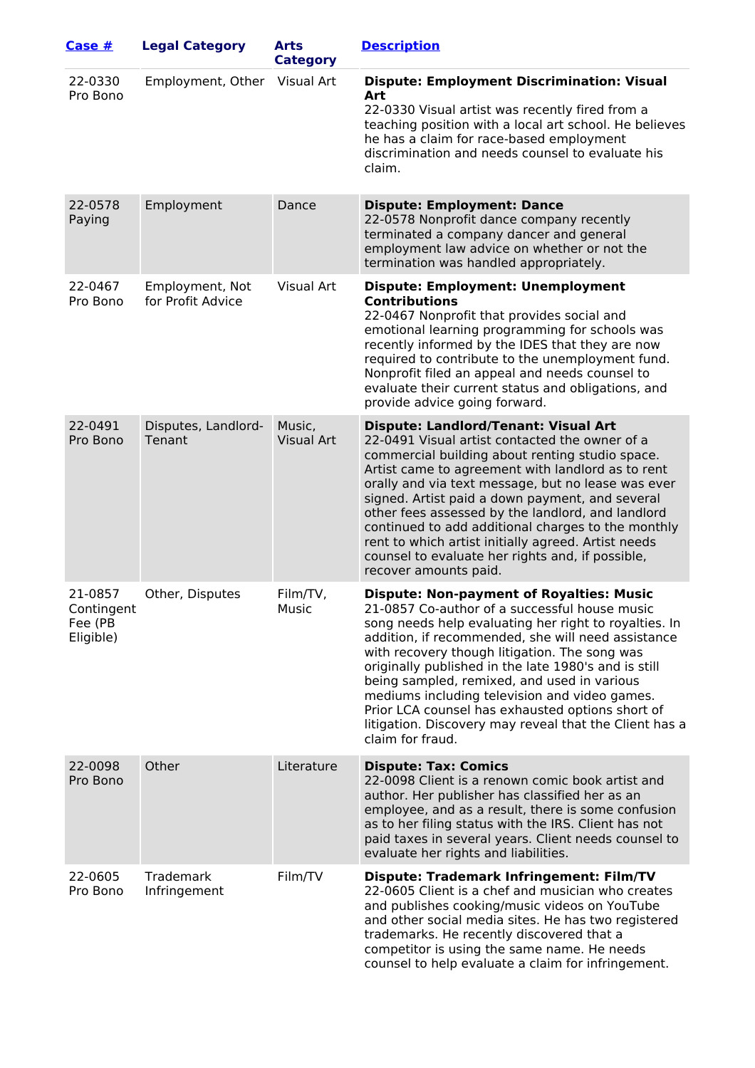| Case # | Legal Category | Arts Category | Description |
|---|---|---|---|
| 22-0330 Pro Bono | Employment, Other | Visual Art | **Dispute: Employment Discrimination: Visual Art** 22-0330 Visual artist was recently fired from a teaching position with a local art school. He believes he has a claim for race-based employment discrimination and needs counsel to evaluate his claim. |
| 22-0578 Paying | Employment | Dance | **Dispute: Employment: Dance** 22-0578 Nonprofit dance company recently terminated a company dancer and general employment law advice on whether or not the termination was handled appropriately. |
| 22-0467 Pro Bono | Employment, Not for Profit Advice | Visual Art | **Dispute: Employment: Unemployment Contributions** 22-0467 Nonprofit that provides social and emotional learning programming for schools was recently informed by the IDES that they are now required to contribute to the unemployment fund. Nonprofit filed an appeal and needs counsel to evaluate their current status and obligations, and provide advice going forward. |
| 22-0491 Pro Bono | Disputes, Landlord-Tenant | Music, Visual Art | **Dispute: Landlord/Tenant: Visual Art** 22-0491 Visual artist contacted the owner of a commercial building about renting studio space. Artist came to agreement with landlord as to rent orally and via text message, but no lease was ever signed. Artist paid a down payment, and several other fees assessed by the landlord, and landlord continued to add additional charges to the monthly rent to which artist initially agreed. Artist needs counsel to evaluate her rights and, if possible, recover amounts paid. |
| 21-0857 Contingent Fee (PB Eligible) | Other, Disputes | Film/TV, Music | **Dispute: Non-payment of Royalties: Music** 21-0857 Co-author of a successful house music song needs help evaluating her right to royalties. In addition, if recommended, she will need assistance with recovery though litigation. The song was originally published in the late 1980's and is still being sampled, remixed, and used in various mediums including television and video games. Prior LCA counsel has exhausted options short of litigation. Discovery may reveal that the Client has a claim for fraud. |
| 22-0098 Pro Bono | Other | Literature | **Dispute: Tax: Comics** 22-0098 Client is a renown comic book artist and author. Her publisher has classified her as an employee, and as a result, there is some confusion as to her filing status with the IRS. Client has not paid taxes in several years. Client needs counsel to evaluate her rights and liabilities. |
| 22-0605 Pro Bono | Trademark Infringement | Film/TV | **Dispute: Trademark Infringement: Film/TV** 22-0605 Client is a chef and musician who creates and publishes cooking/music videos on YouTube and other social media sites. He has two registered trademarks. He recently discovered that a competitor is using the same name. He needs counsel to help evaluate a claim for infringement. |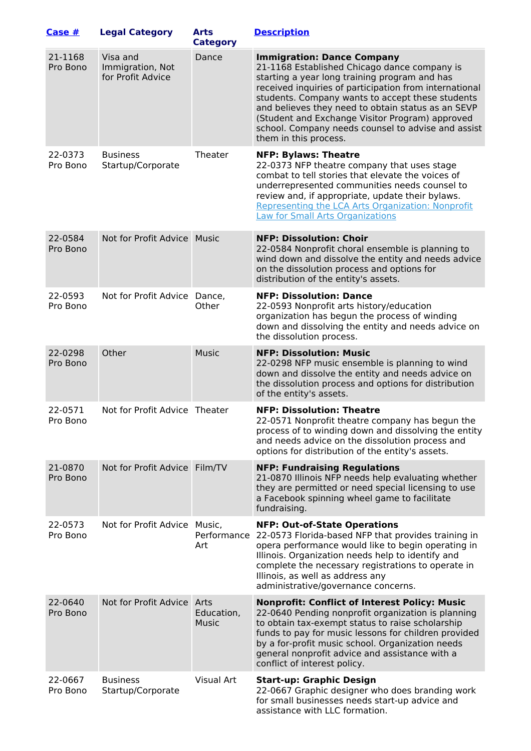| [Case #]() | Legal Category | Arts Category | [Description]() |
|---|---|---|---|
| 21-1168 Pro Bono | Visa and Immigration, Not for Profit Advice | Dance | **Immigration: Dance Company** 21-1168 Established Chicago dance company is starting a year long training program and has received inquiries of participation from international students. Company wants to accept these students and believes they need to obtain status as an SEVP (Student and Exchange Visitor Program) approved school. Company needs counsel to advise and assist them in this process. |
| 22-0373 Pro Bono | Business Startup/Corporate | Theater | **NFP: Bylaws: Theatre** 22-0373 NFP theatre company that uses stage combat to tell stories that elevate the voices of underrepresented communities needs counsel to review and, if appropriate, update their bylaws. [Representing the LCA Arts Organization: Nonprofit Law for Small Arts Organizations]() |
| 22-0584 Pro Bono | Not for Profit Advice | Music | **NFP: Dissolution: Choir** 22-0584 Nonprofit choral ensemble is planning to wind down and dissolve the entity and needs advice on the dissolution process and options for distribution of the entity's assets. |
| 22-0593 Pro Bono | Not for Profit Advice | Dance, Other | **NFP: Dissolution: Dance** 22-0593 Nonprofit arts history/education organization has begun the process of winding down and dissolving the entity and needs advice on the dissolution process. |
| 22-0298 Pro Bono | Other | Music | **NFP: Dissolution: Music** 22-0298 NFP music ensemble is planning to wind down and dissolve the entity and needs advice on the dissolution process and options for distribution of the entity's assets. |
| 22-0571 Pro Bono | Not for Profit Advice | Theater | **NFP: Dissolution: Theatre** 22-0571 Nonprofit theatre company has begun the process of to winding down and dissolving the entity and needs advice on the dissolution process and options for distribution of the entity's assets. |
| 21-0870 Pro Bono | Not for Profit Advice | Film/TV | **NFP: Fundraising Regulations** 21-0870 Illinois NFP needs help evaluating whether they are permitted or need special licensing to use a Facebook spinning wheel game to facilitate fundraising. |
| 22-0573 Pro Bono | Not for Profit Advice | Music, Performance Art | **NFP: Out-of-State Operations** 22-0573 Florida-based NFP that provides training in opera performance would like to begin operating in Illinois. Organization needs help to identify and complete the necessary registrations to operate in Illinois, as well as address any administrative/governance concerns. |
| 22-0640 Pro Bono | Not for Profit Advice | Arts Education, Music | **Nonprofit: Conflict of Interest Policy: Music** 22-0640 Pending nonprofit organization is planning to obtain tax-exempt status to raise scholarship funds to pay for music lessons for children provided by a for-profit music school. Organization needs general nonprofit advice and assistance with a conflict of interest policy. |
| 22-0667 Pro Bono | Business Startup/Corporate | Visual Art | **Start-up: Graphic Design** 22-0667 Graphic designer who does branding work for small businesses needs start-up advice and assistance with LLC formation. |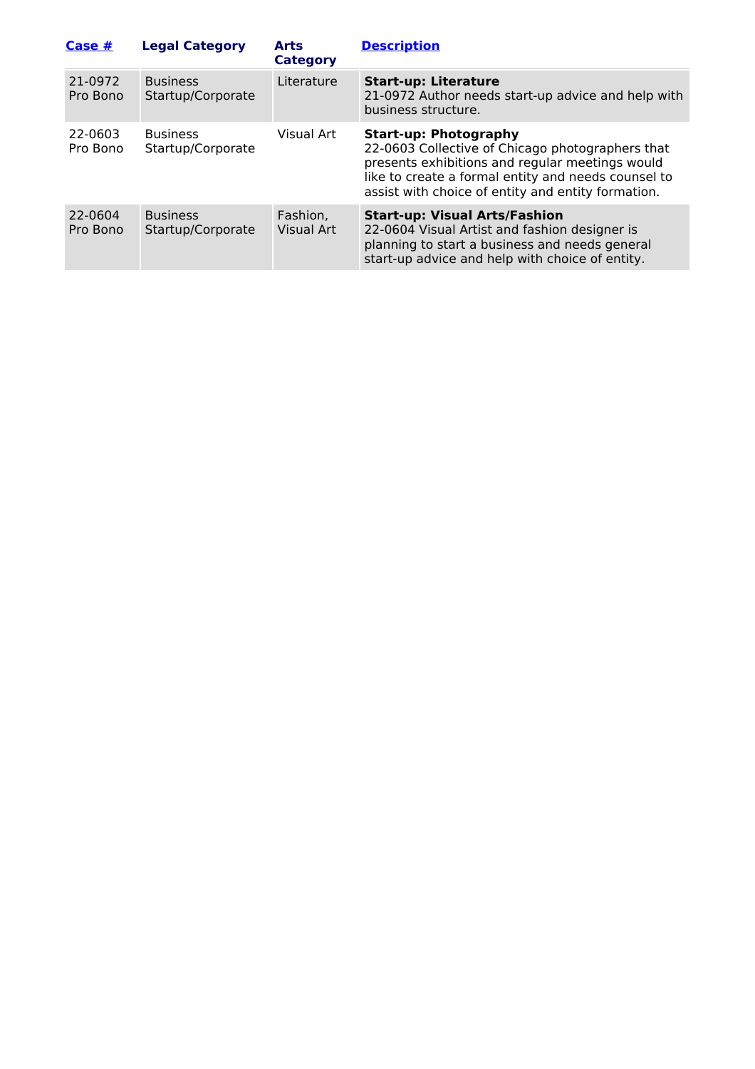| Case # | Legal Category | Arts Category | Description |
|---|---|---|---|
| 21-0972 Pro Bono | Business Startup/Corporate | Literature | **Start-up: Literature** 21-0972 Author needs start-up advice and help with business structure. |
| 22-0603 Pro Bono | Business Startup/Corporate | Visual Art | **Start-up: Photography** 22-0603 Collective of Chicago photographers that presents exhibitions and regular meetings would like to create a formal entity and needs counsel to assist with choice of entity and entity formation. |
| 22-0604 Pro Bono | Business Startup/Corporate | Fashion, Visual Art | **Start-up: Visual Arts/Fashion** 22-0604 Visual Artist and fashion designer is planning to start a business and needs general start-up advice and help with choice of entity. |